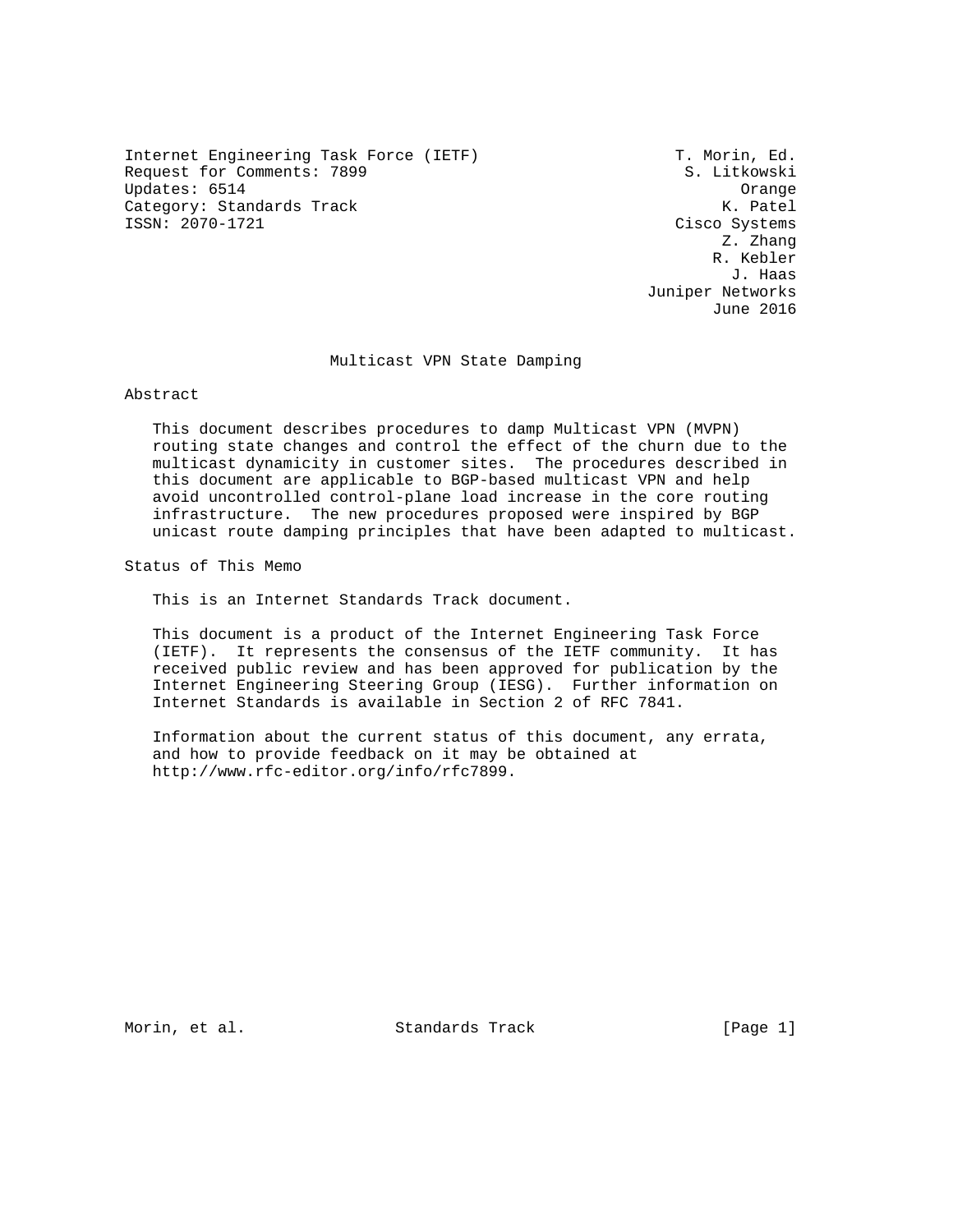Internet Engineering Task Force (IETF) T. Morin, Ed.
Request for Comments: 7899 S. Litkowski
Updates: 6514 Orange
Category: Standards Track K. Patel
ISSN: 2070-1721 Cisco Systems
Z. Zhang
R. Kebler
J. Haas
Juniper Networks
June 2016

# Multicast VPN State Damping

## Abstract

This document describes procedures to damp Multicast VPN (MVPN) routing state changes and control the effect of the churn due to the multicast dynamicity in customer sites. The procedures described in this document are applicable to BGP-based multicast VPN and help avoid uncontrolled control-plane load increase in the core routing infrastructure. The new procedures proposed were inspired by BGP unicast route damping principles that have been adapted to multicast.

## Status of This Memo

This is an Internet Standards Track document.

This document is a product of the Internet Engineering Task Force (IETF). It represents the consensus of the IETF community. It has received public review and has been approved for publication by the Internet Engineering Steering Group (IESG). Further information on Internet Standards is available in Section 2 of RFC 7841.

Information about the current status of this document, any errata, and how to provide feedback on it may be obtained at http://www.rfc-editor.org/info/rfc7899.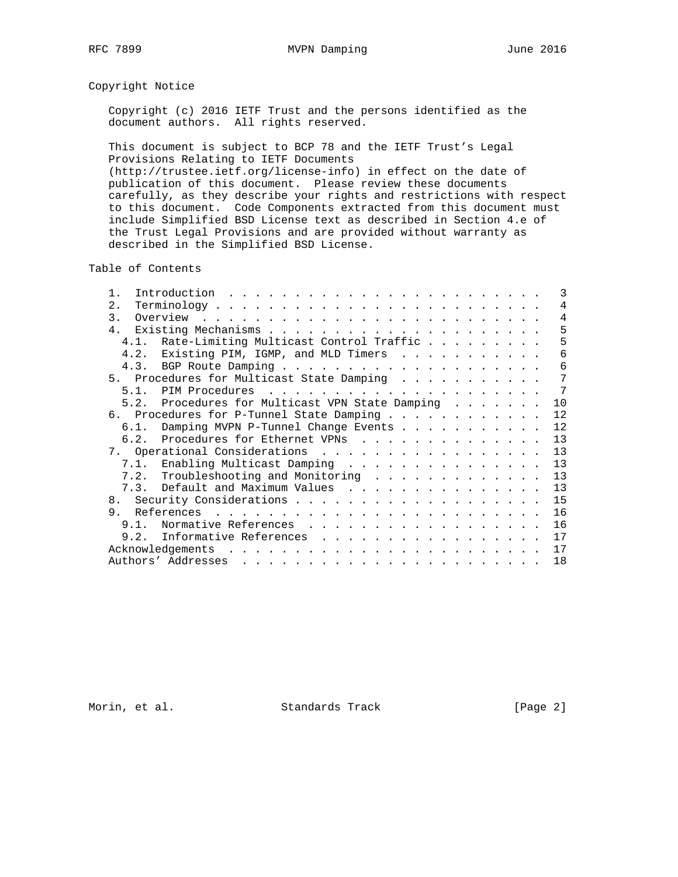## Copyright Notice

Copyright (c) 2016 IETF Trust and the persons identified as the document authors. All rights reserved.

This document is subject to BCP 78 and the IETF Trust's Legal Provisions Relating to IETF Documents (http://trustee.ietf.org/license-info) in effect on the date of publication of this document. Please review these documents carefully, as they describe your rights and restrictions with respect to this document. Code Components extracted from this document must include Simplified BSD License text as described in Section 4.e of the Trust Legal Provisions and are provided without warranty as described in the Simplified BSD License.

## Table of Contents

```
   1.  Introduction . . . . . . . . . . . . . . . . . . . . . . . .   3
   2.  Terminology  . . . . . . . . . . . . . . . . . . . . . . . .   4
   3.  Overview . . . . . . . . . . . . . . . . . . . . . . . . . .   4
   4.  Existing Mechanisms  . . . . . . . . . . . . . . . . . . . .   5
     4.1.  Rate-Limiting Multicast Control Traffic  . . . . . . . .   5
     4.2.  Existing PIM, IGMP, and MLD Timers . . . . . . . . . . .   6
     4.3.  BGP Route Damping  . . . . . . . . . . . . . . . . . . .   6
   5.  Procedures for Multicast State Damping . . . . . . . . . . .   7
     5.1.  PIM Procedures . . . . . . . . . . . . . . . . . . . . .   7
     5.2.  Procedures for Multicast VPN State Damping . . . . . . .  10
   6.  Procedures for P-Tunnel State Damping  . . . . . . . . . . .  12
     6.1.  Damping MVPN P-Tunnel Change Events  . . . . . . . . . .  12
     6.2.  Procedures for Ethernet VPNs . . . . . . . . . . . . . .  13
   7.  Operational Considerations . . . . . . . . . . . . . . . . .  13
     7.1.  Enabling Multicast Damping . . . . . . . . . . . . . . .  13
     7.2.  Troubleshooting and Monitoring . . . . . . . . . . . . .  13
     7.3.  Default and Maximum Values . . . . . . . . . . . . . . .  13
   8.  Security Considerations  . . . . . . . . . . . . . . . . . .  15
   9.  References . . . . . . . . . . . . . . . . . . . . . . . . .  16
     9.1.  Normative References . . . . . . . . . . . . . . . . . .  16
     9.2.  Informative References . . . . . . . . . . . . . . . . .  17
   Acknowledgements . . . . . . . . . . . . . . . . . . . . . . . .  17
   Authors' Addresses . . . . . . . . . . . . . . . . . . . . . . .  18
```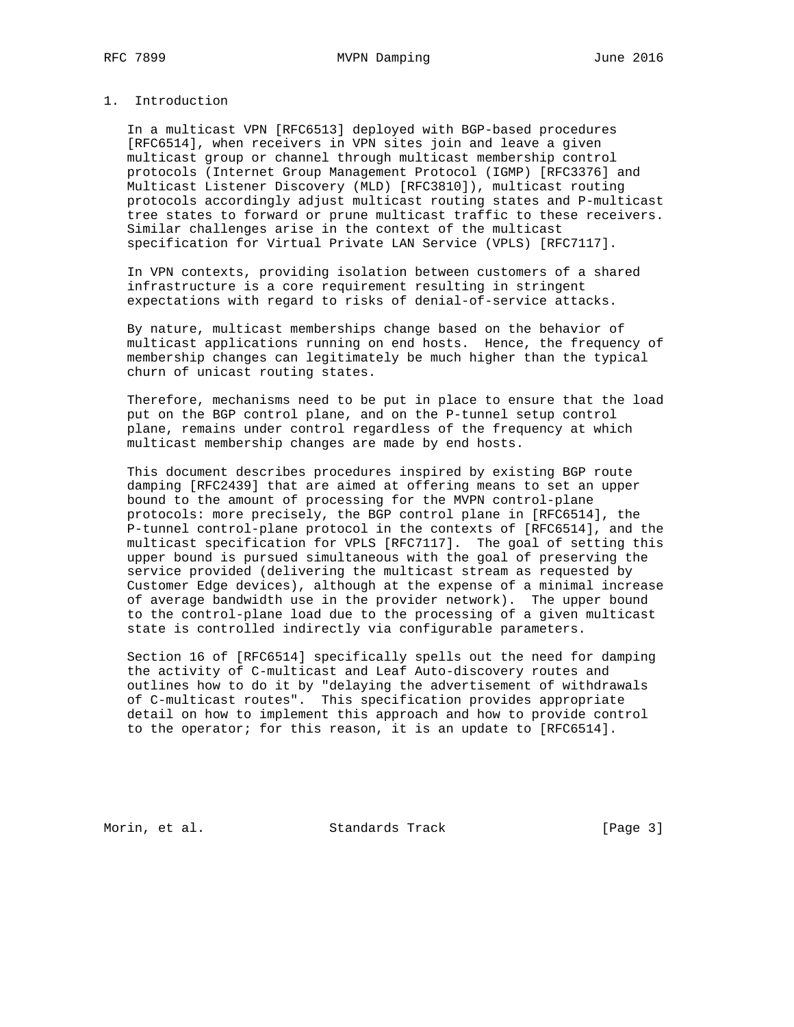# 1. Introduction

In a multicast VPN [RFC6513] deployed with BGP-based procedures [RFC6514], when receivers in VPN sites join and leave a given multicast group or channel through multicast membership control protocols (Internet Group Management Protocol (IGMP) [RFC3376] and Multicast Listener Discovery (MLD) [RFC3810]), multicast routing protocols accordingly adjust multicast routing states and P-multicast tree states to forward or prune multicast traffic to these receivers. Similar challenges arise in the context of the multicast specification for Virtual Private LAN Service (VPLS) [RFC7117].

In VPN contexts, providing isolation between customers of a shared infrastructure is a core requirement resulting in stringent expectations with regard to risks of denial-of-service attacks.

By nature, multicast memberships change based on the behavior of multicast applications running on end hosts. Hence, the frequency of membership changes can legitimately be much higher than the typical churn of unicast routing states.

Therefore, mechanisms need to be put in place to ensure that the load put on the BGP control plane, and on the P-tunnel setup control plane, remains under control regardless of the frequency at which multicast membership changes are made by end hosts.

This document describes procedures inspired by existing BGP route damping [RFC2439] that are aimed at offering means to set an upper bound to the amount of processing for the MVPN control-plane protocols: more precisely, the BGP control plane in [RFC6514], the P-tunnel control-plane protocol in the contexts of [RFC6514], and the multicast specification for VPLS [RFC7117]. The goal of setting this upper bound is pursued simultaneous with the goal of preserving the service provided (delivering the multicast stream as requested by Customer Edge devices), although at the expense of a minimal increase of average bandwidth use in the provider network). The upper bound to the control-plane load due to the processing of a given multicast state is controlled indirectly via configurable parameters.

Section 16 of [RFC6514] specifically spells out the need for damping the activity of C-multicast and Leaf Auto-discovery routes and outlines how to do it by "delaying the advertisement of withdrawals of C-multicast routes". This specification provides appropriate detail on how to implement this approach and how to provide control to the operator; for this reason, it is an update to [RFC6514].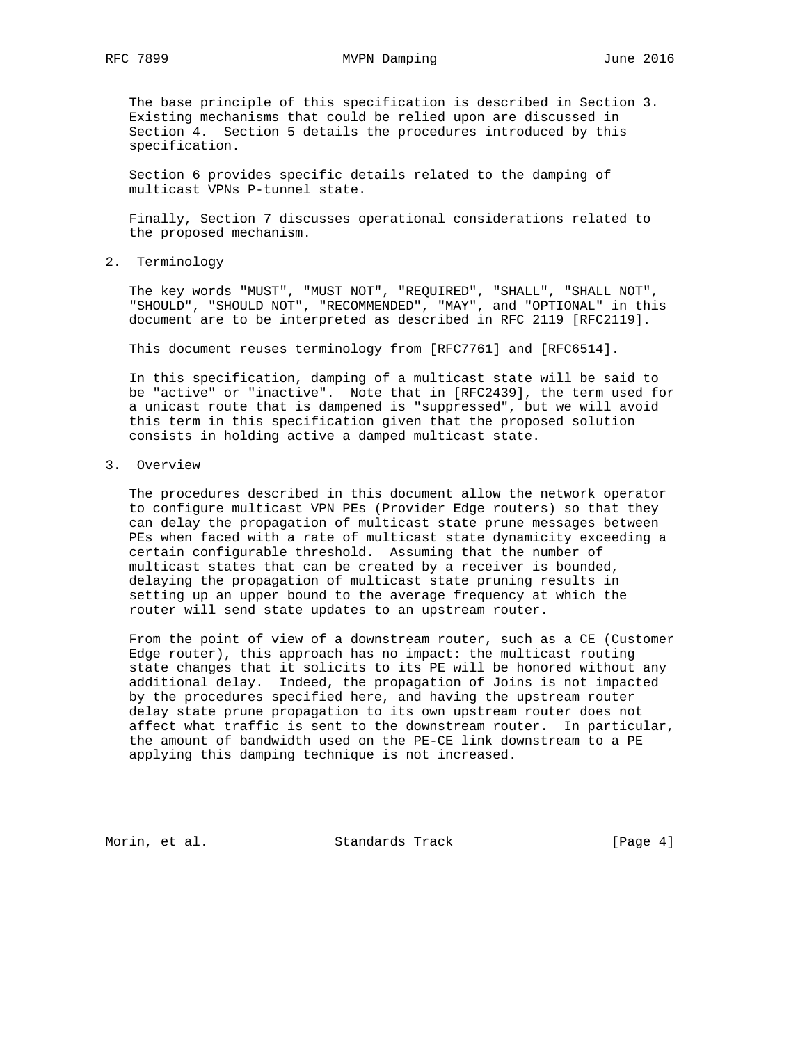The base principle of this specification is described in Section 3. Existing mechanisms that could be relied upon are discussed in Section 4. Section 5 details the procedures introduced by this specification.

Section 6 provides specific details related to the damping of multicast VPNs P-tunnel state.

Finally, Section 7 discusses operational considerations related to the proposed mechanism.

## 2. Terminology

The key words "MUST", "MUST NOT", "REQUIRED", "SHALL", "SHALL NOT", "SHOULD", "SHOULD NOT", "RECOMMENDED", "MAY", and "OPTIONAL" in this document are to be interpreted as described in RFC 2119 [RFC2119].

This document reuses terminology from [RFC7761] and [RFC6514].

In this specification, damping of a multicast state will be said to be "active" or "inactive". Note that in [RFC2439], the term used for a unicast route that is dampened is "suppressed", but we will avoid this term in this specification given that the proposed solution consists in holding active a damped multicast state.

## 3. Overview

The procedures described in this document allow the network operator to configure multicast VPN PEs (Provider Edge routers) so that they can delay the propagation of multicast state prune messages between PEs when faced with a rate of multicast state dynamicity exceeding a certain configurable threshold. Assuming that the number of multicast states that can be created by a receiver is bounded, delaying the propagation of multicast state pruning results in setting up an upper bound to the average frequency at which the router will send state updates to an upstream router.

From the point of view of a downstream router, such as a CE (Customer Edge router), this approach has no impact: the multicast routing state changes that it solicits to its PE will be honored without any additional delay. Indeed, the propagation of Joins is not impacted by the procedures specified here, and having the upstream router delay state prune propagation to its own upstream router does not affect what traffic is sent to the downstream router. In particular, the amount of bandwidth used on the PE-CE link downstream to a PE applying this damping technique is not increased.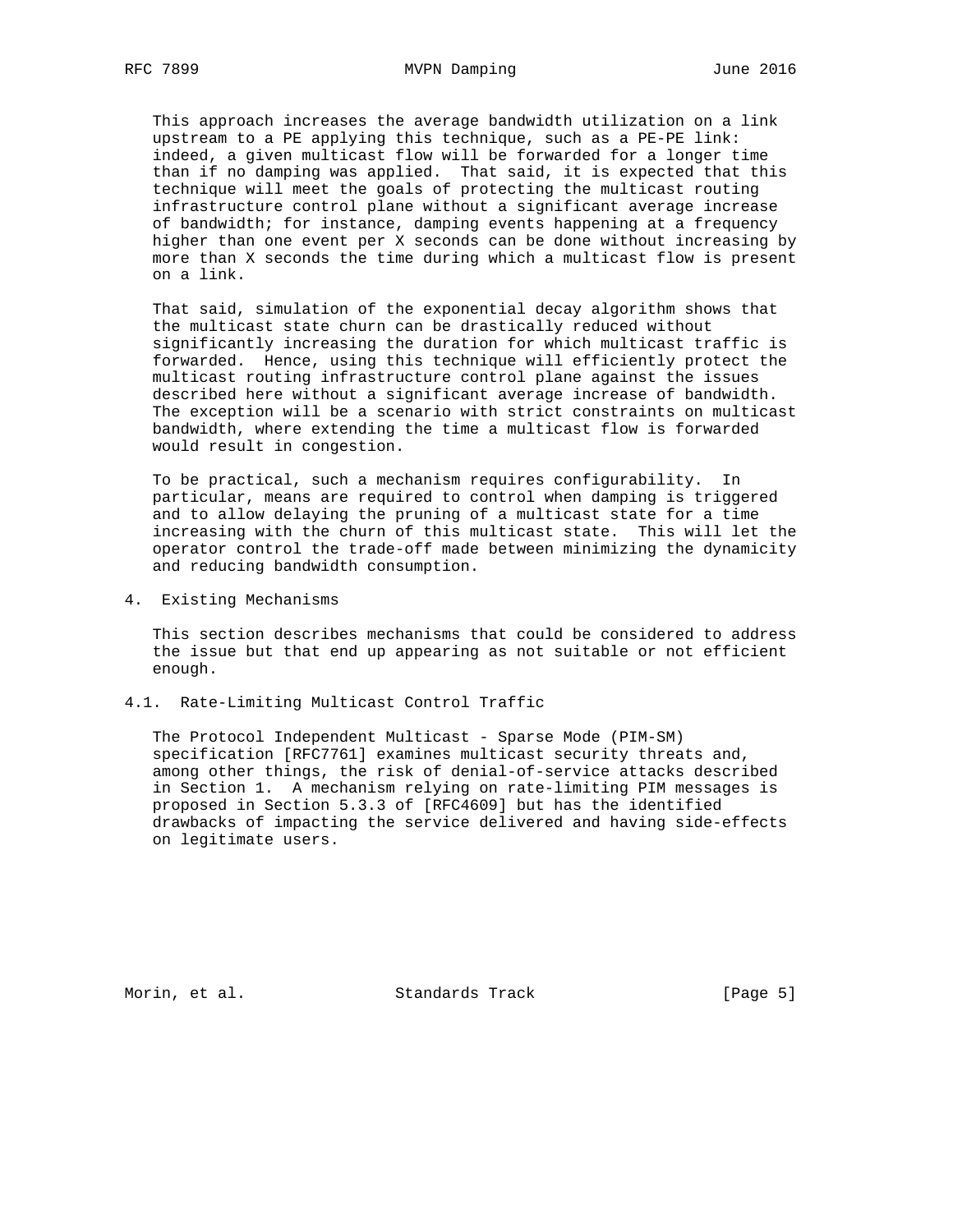This approach increases the average bandwidth utilization on a link upstream to a PE applying this technique, such as a PE-PE link: indeed, a given multicast flow will be forwarded for a longer time than if no damping was applied. That said, it is expected that this technique will meet the goals of protecting the multicast routing infrastructure control plane without a significant average increase of bandwidth; for instance, damping events happening at a frequency higher than one event per X seconds can be done without increasing by more than X seconds the time during which a multicast flow is present on a link.

That said, simulation of the exponential decay algorithm shows that the multicast state churn can be drastically reduced without significantly increasing the duration for which multicast traffic is forwarded. Hence, using this technique will efficiently protect the multicast routing infrastructure control plane against the issues described here without a significant average increase of bandwidth. The exception will be a scenario with strict constraints on multicast bandwidth, where extending the time a multicast flow is forwarded would result in congestion.

To be practical, such a mechanism requires configurability. In particular, means are required to control when damping is triggered and to allow delaying the pruning of a multicast state for a time increasing with the churn of this multicast state. This will let the operator control the trade-off made between minimizing the dynamicity and reducing bandwidth consumption.

# 4. Existing Mechanisms

This section describes mechanisms that could be considered to address the issue but that end up appearing as not suitable or not efficient enough.

## 4.1. Rate-Limiting Multicast Control Traffic

The Protocol Independent Multicast - Sparse Mode (PIM-SM) specification [RFC7761] examines multicast security threats and, among other things, the risk of denial-of-service attacks described in Section 1. A mechanism relying on rate-limiting PIM messages is proposed in Section 5.3.3 of [RFC4609] but has the identified drawbacks of impacting the service delivered and having side-effects on legitimate users.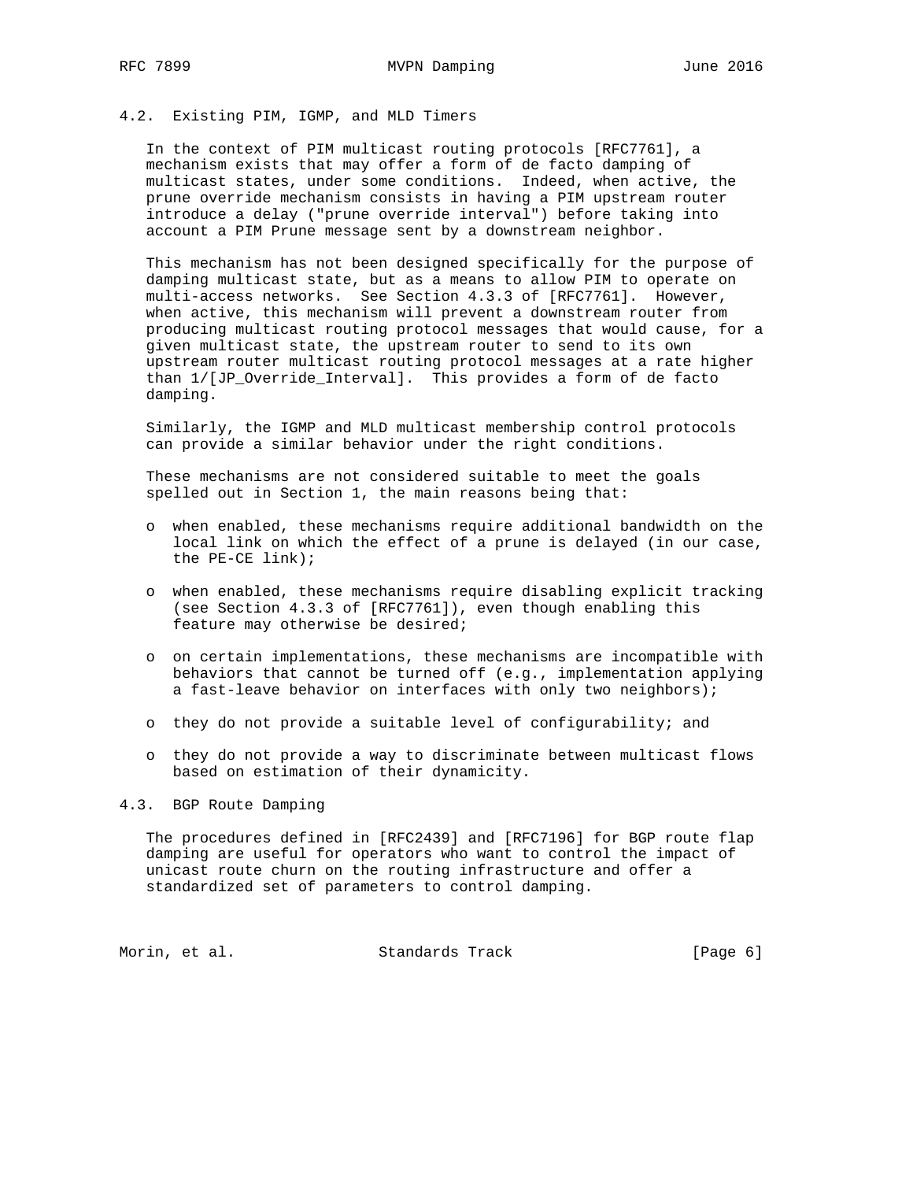### 4.2. Existing PIM, IGMP, and MLD Timers

In the context of PIM multicast routing protocols [RFC7761], a mechanism exists that may offer a form of de facto damping of multicast states, under some conditions. Indeed, when active, the prune override mechanism consists in having a PIM upstream router introduce a delay ("prune override interval") before taking into account a PIM Prune message sent by a downstream neighbor.

This mechanism has not been designed specifically for the purpose of damping multicast state, but as a means to allow PIM to operate on multi-access networks. See Section 4.3.3 of [RFC7761]. However, when active, this mechanism will prevent a downstream router from producing multicast routing protocol messages that would cause, for a given multicast state, the upstream router to send to its own upstream router multicast routing protocol messages at a rate higher than 1/[JP_Override_Interval]. This provides a form of de facto damping.

Similarly, the IGMP and MLD multicast membership control protocols can provide a similar behavior under the right conditions.

These mechanisms are not considered suitable to meet the goals spelled out in Section 1, the main reasons being that:

- when enabled, these mechanisms require additional bandwidth on the local link on which the effect of a prune is delayed (in our case, the PE-CE link);
- when enabled, these mechanisms require disabling explicit tracking (see Section 4.3.3 of [RFC7761]), even though enabling this feature may otherwise be desired;
- on certain implementations, these mechanisms are incompatible with behaviors that cannot be turned off (e.g., implementation applying a fast-leave behavior on interfaces with only two neighbors);
- they do not provide a suitable level of configurability; and
- they do not provide a way to discriminate between multicast flows based on estimation of their dynamicity.

### 4.3. BGP Route Damping

The procedures defined in [RFC2439] and [RFC7196] for BGP route flap damping are useful for operators who want to control the impact of unicast route churn on the routing infrastructure and offer a standardized set of parameters to control damping.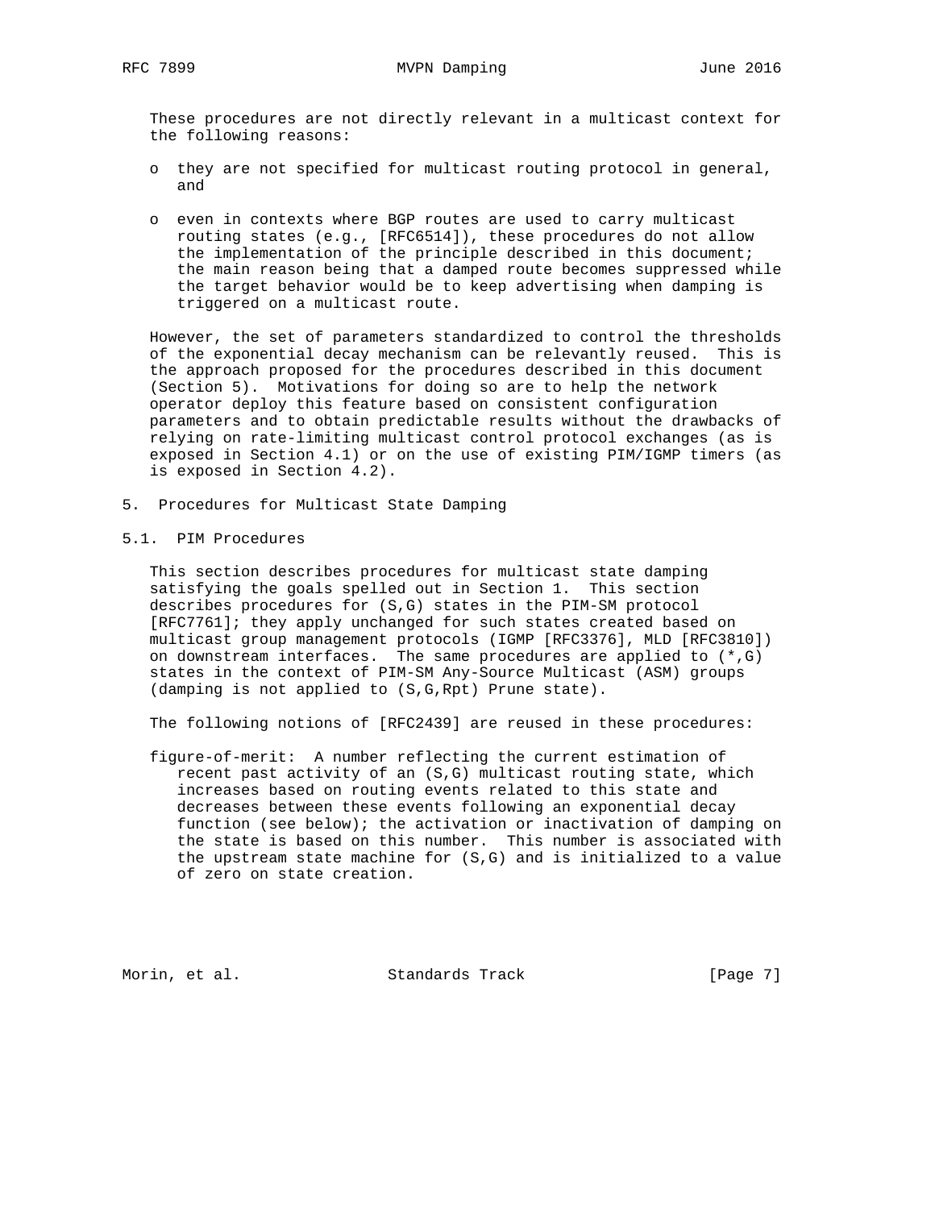These procedures are not directly relevant in a multicast context for the following reasons:

- they are not specified for multicast routing protocol in general, and
- even in contexts where BGP routes are used to carry multicast routing states (e.g., [RFC6514]), these procedures do not allow the implementation of the principle described in this document; the main reason being that a damped route becomes suppressed while the target behavior would be to keep advertising when damping is triggered on a multicast route.

However, the set of parameters standardized to control the thresholds of the exponential decay mechanism can be relevantly reused. This is the approach proposed for the procedures described in this document (Section 5). Motivations for doing so are to help the network operator deploy this feature based on consistent configuration parameters and to obtain predictable results without the drawbacks of relying on rate-limiting multicast control protocol exchanges (as is exposed in Section 4.1) or on the use of existing PIM/IGMP timers (as is exposed in Section 4.2).

# 5. Procedures for Multicast State Damping

## 5.1. PIM Procedures

This section describes procedures for multicast state damping satisfying the goals spelled out in Section 1. This section describes procedures for (S,G) states in the PIM-SM protocol [RFC7761]; they apply unchanged for such states created based on multicast group management protocols (IGMP [RFC3376], MLD [RFC3810]) on downstream interfaces. The same procedures are applied to (*,G) states in the context of PIM-SM Any-Source Multicast (ASM) groups (damping is not applied to (S,G,Rpt) Prune state).

The following notions of [RFC2439] are reused in these procedures:

figure-of-merit: A number reflecting the current estimation of recent past activity of an (S,G) multicast routing state, which increases based on routing events related to this state and decreases between these events following an exponential decay function (see below); the activation or inactivation of damping on the state is based on this number. This number is associated with the upstream state machine for (S,G) and is initialized to a value of zero on state creation.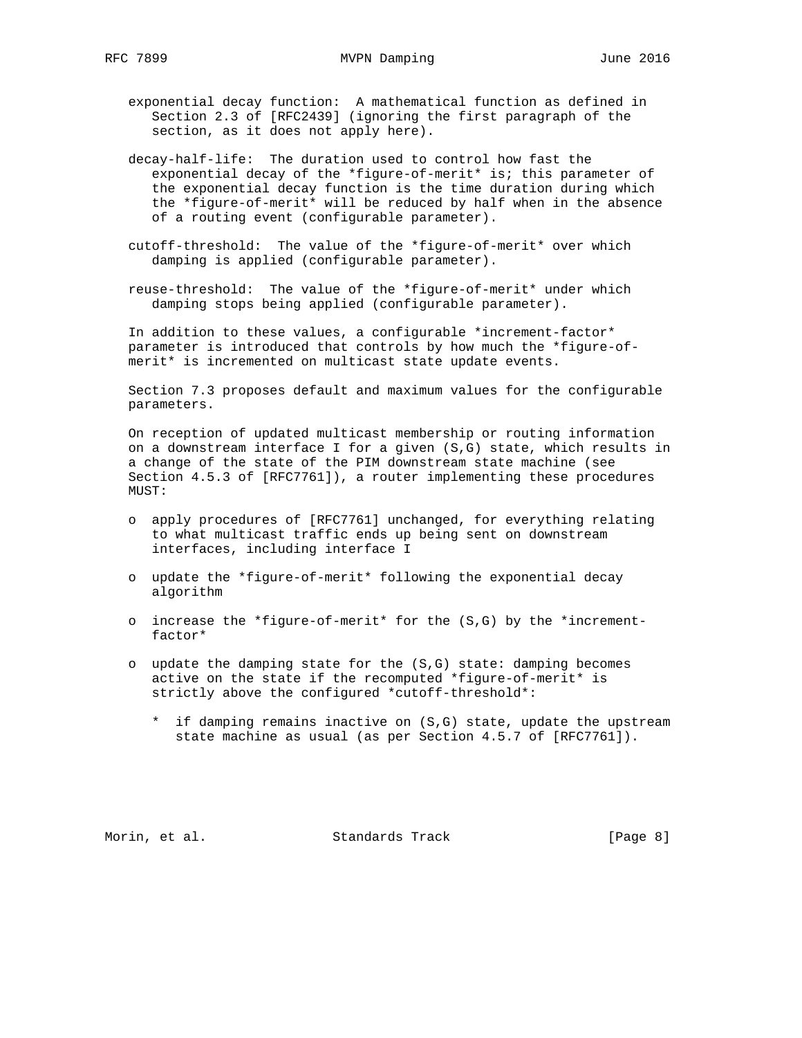exponential decay function: A mathematical function as defined in Section 2.3 of [RFC2439] (ignoring the first paragraph of the section, as it does not apply here).

decay-half-life: The duration used to control how fast the exponential decay of the *figure-of-merit* is; this parameter of the exponential decay function is the time duration during which the *figure-of-merit* will be reduced by half when in the absence of a routing event (configurable parameter).

cutoff-threshold: The value of the *figure-of-merit* over which damping is applied (configurable parameter).

reuse-threshold: The value of the *figure-of-merit* under which damping stops being applied (configurable parameter).

In addition to these values, a configurable *increment-factor* parameter is introduced that controls by how much the *figure-of-merit* is incremented on multicast state update events.

Section 7.3 proposes default and maximum values for the configurable parameters.

On reception of updated multicast membership or routing information on a downstream interface I for a given (S,G) state, which results in a change of the state of the PIM downstream state machine (see Section 4.5.3 of [RFC7761]), a router implementing these procedures MUST:

- apply procedures of [RFC7761] unchanged, for everything relating to what multicast traffic ends up being sent on downstream interfaces, including interface I
- update the *figure-of-merit* following the exponential decay algorithm
- increase the *figure-of-merit* for the (S,G) by the *increment-factor*
- update the damping state for the (S,G) state: damping becomes active on the state if the recomputed *figure-of-merit* is strictly above the configured *cutoff-threshold*:
  - if damping remains inactive on (S,G) state, update the upstream state machine as usual (as per Section 4.5.7 of [RFC7761]).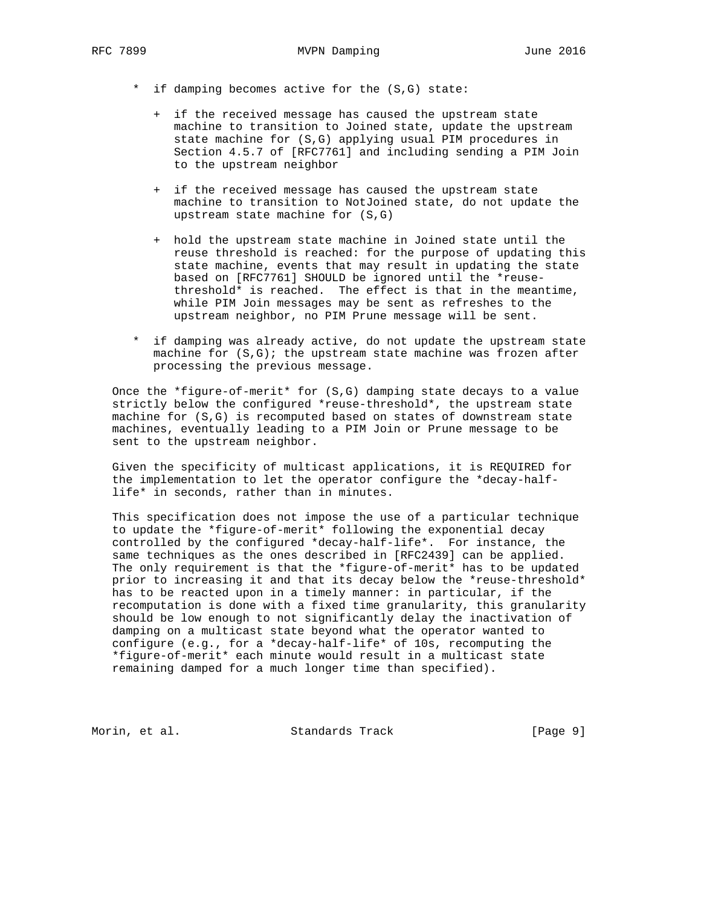- if damping becomes active for the (S,G) state:

  + if the received message has caused the upstream state machine to transition to Joined state, update the upstream state machine for (S,G) applying usual PIM procedures in Section 4.5.7 of [RFC7761] and including sending a PIM Join to the upstream neighbor

  + if the received message has caused the upstream state machine to transition to NotJoined state, do not update the upstream state machine for (S,G)

  + hold the upstream state machine in Joined state until the reuse threshold is reached: for the purpose of updating this state machine, events that may result in updating the state based on [RFC7761] SHOULD be ignored until the *reuse-threshold* is reached. The effect is that in the meantime, while PIM Join messages may be sent as refreshes to the upstream neighbor, no PIM Prune message will be sent.

- if damping was already active, do not update the upstream state machine for (S,G); the upstream state machine was frozen after processing the previous message.

Once the *figure-of-merit* for (S,G) damping state decays to a value strictly below the configured *reuse-threshold*, the upstream state machine for (S,G) is recomputed based on states of downstream state machines, eventually leading to a PIM Join or Prune message to be sent to the upstream neighbor.

Given the specificity of multicast applications, it is REQUIRED for the implementation to let the operator configure the *decay-half-life* in seconds, rather than in minutes.

This specification does not impose the use of a particular technique to update the *figure-of-merit* following the exponential decay controlled by the configured *decay-half-life*. For instance, the same techniques as the ones described in [RFC2439] can be applied. The only requirement is that the *figure-of-merit* has to be updated prior to increasing it and that its decay below the *reuse-threshold* has to be reacted upon in a timely manner: in particular, if the recomputation is done with a fixed time granularity, this granularity should be low enough to not significantly delay the inactivation of damping on a multicast state beyond what the operator wanted to configure (e.g., for a *decay-half-life* of 10s, recomputing the *figure-of-merit* each minute would result in a multicast state remaining damped for a much longer time than specified).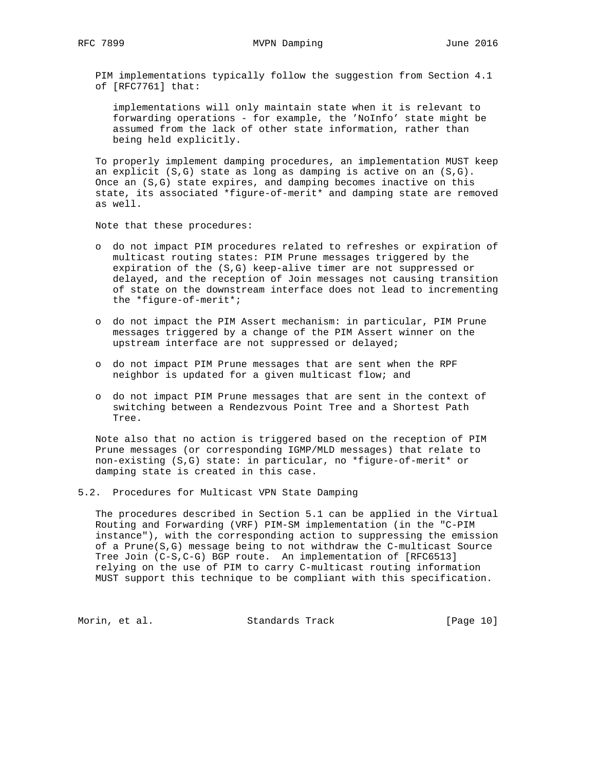PIM implementations typically follow the suggestion from Section 4.1 of [RFC7761] that:

> implementations will only maintain state when it is relevant to forwarding operations - for example, the 'NoInfo' state might be assumed from the lack of other state information, rather than being held explicitly.

To properly implement damping procedures, an implementation MUST keep an explicit (S,G) state as long as damping is active on an (S,G). Once an (S,G) state expires, and damping becomes inactive on this state, its associated *figure-of-merit* and damping state are removed as well.

Note that these procedures:

- do not impact PIM procedures related to refreshes or expiration of multicast routing states: PIM Prune messages triggered by the expiration of the (S,G) keep-alive timer are not suppressed or delayed, and the reception of Join messages not causing transition of state on the downstream interface does not lead to incrementing the *figure-of-merit*;

- do not impact the PIM Assert mechanism: in particular, PIM Prune messages triggered by a change of the PIM Assert winner on the upstream interface are not suppressed or delayed;

- do not impact PIM Prune messages that are sent when the RPF neighbor is updated for a given multicast flow; and

- do not impact PIM Prune messages that are sent in the context of switching between a Rendezvous Point Tree and a Shortest Path Tree.

Note also that no action is triggered based on the reception of PIM Prune messages (or corresponding IGMP/MLD messages) that relate to non-existing (S,G) state: in particular, no *figure-of-merit* or damping state is created in this case.

### 5.2. Procedures for Multicast VPN State Damping

The procedures described in Section 5.1 can be applied in the Virtual Routing and Forwarding (VRF) PIM-SM implementation (in the "C-PIM instance"), with the corresponding action to suppressing the emission of a Prune(S,G) message being to not withdraw the C-multicast Source Tree Join (C-S,C-G) BGP route. An implementation of [RFC6513] relying on the use of PIM to carry C-multicast routing information MUST support this technique to be compliant with this specification.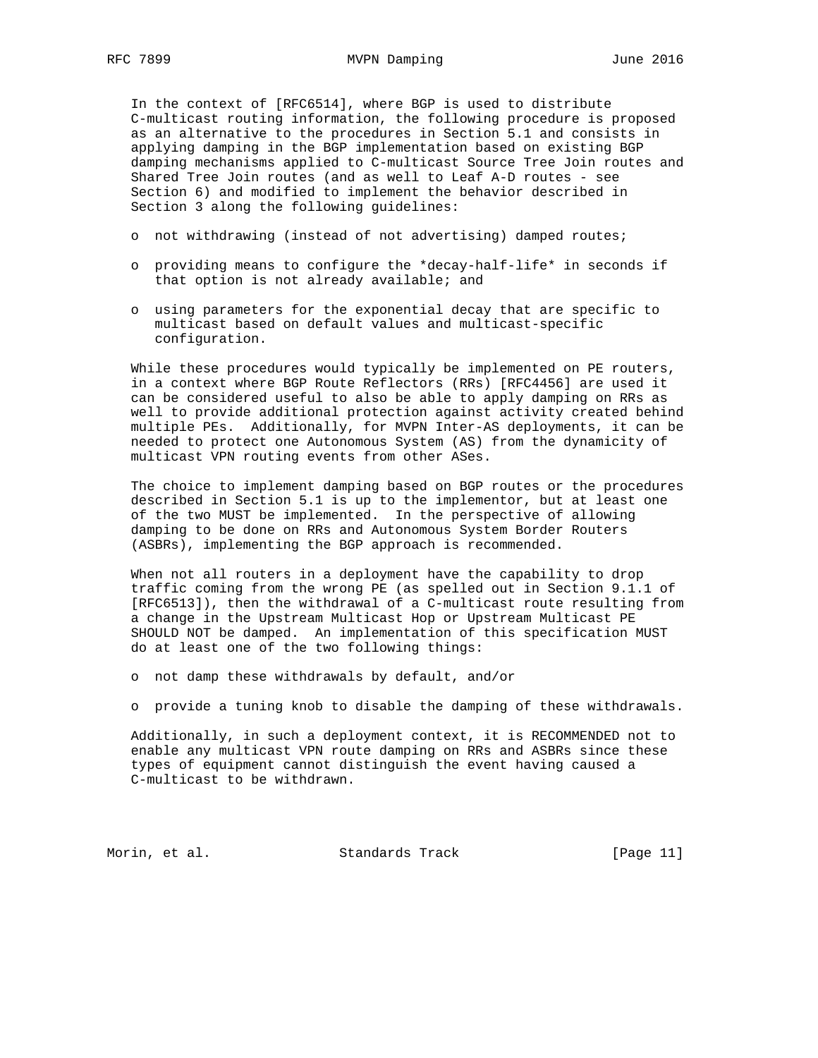In the context of [RFC6514], where BGP is used to distribute C-multicast routing information, the following procedure is proposed as an alternative to the procedures in Section 5.1 and consists in applying damping in the BGP implementation based on existing BGP damping mechanisms applied to C-multicast Source Tree Join routes and Shared Tree Join routes (and as well to Leaf A-D routes - see Section 6) and modified to implement the behavior described in Section 3 along the following guidelines:

- not withdrawing (instead of not advertising) damped routes;
- providing means to configure the *decay-half-life* in seconds if that option is not already available; and
- using parameters for the exponential decay that are specific to multicast based on default values and multicast-specific configuration.

While these procedures would typically be implemented on PE routers, in a context where BGP Route Reflectors (RRs) [RFC4456] are used it can be considered useful to also be able to apply damping on RRs as well to provide additional protection against activity created behind multiple PEs. Additionally, for MVPN Inter-AS deployments, it can be needed to protect one Autonomous System (AS) from the dynamicity of multicast VPN routing events from other ASes.

The choice to implement damping based on BGP routes or the procedures described in Section 5.1 is up to the implementor, but at least one of the two MUST be implemented. In the perspective of allowing damping to be done on RRs and Autonomous System Border Routers (ASBRs), implementing the BGP approach is recommended.

When not all routers in a deployment have the capability to drop traffic coming from the wrong PE (as spelled out in Section 9.1.1 of [RFC6513]), then the withdrawal of a C-multicast route resulting from a change in the Upstream Multicast Hop or Upstream Multicast PE SHOULD NOT be damped. An implementation of this specification MUST do at least one of the two following things:

- not damp these withdrawals by default, and/or
- provide a tuning knob to disable the damping of these withdrawals.

Additionally, in such a deployment context, it is RECOMMENDED not to enable any multicast VPN route damping on RRs and ASBRs since these types of equipment cannot distinguish the event having caused a C-multicast to be withdrawn.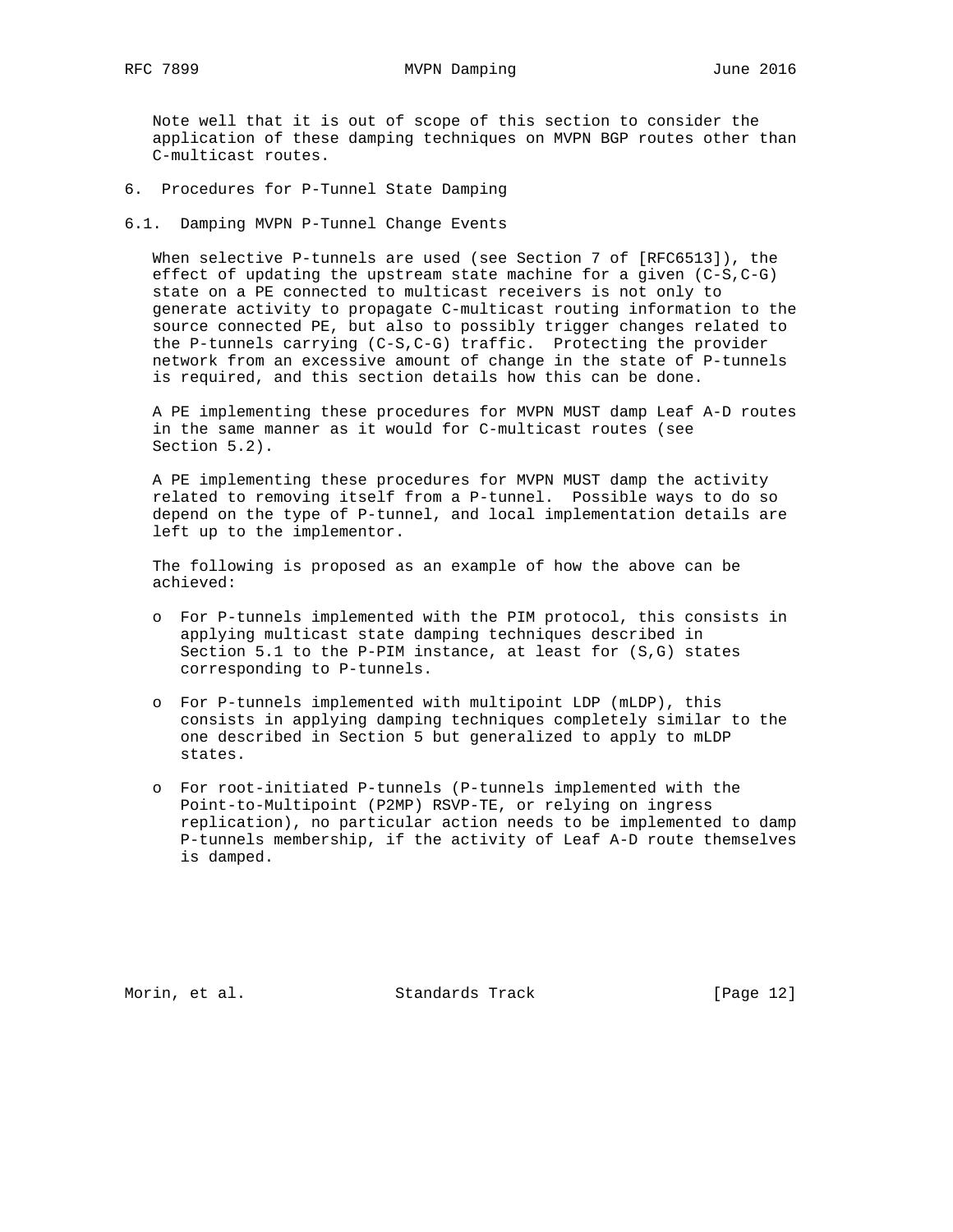Note well that it is out of scope of this section to consider the application of these damping techniques on MVPN BGP routes other than C-multicast routes.

## 6. Procedures for P-Tunnel State Damping

### 6.1. Damping MVPN P-Tunnel Change Events

When selective P-tunnels are used (see Section 7 of [RFC6513]), the effect of updating the upstream state machine for a given (C-S,C-G) state on a PE connected to multicast receivers is not only to generate activity to propagate C-multicast routing information to the source connected PE, but also to possibly trigger changes related to the P-tunnels carrying (C-S,C-G) traffic. Protecting the provider network from an excessive amount of change in the state of P-tunnels is required, and this section details how this can be done.

A PE implementing these procedures for MVPN MUST damp Leaf A-D routes in the same manner as it would for C-multicast routes (see Section 5.2).

A PE implementing these procedures for MVPN MUST damp the activity related to removing itself from a P-tunnel. Possible ways to do so depend on the type of P-tunnel, and local implementation details are left up to the implementor.

The following is proposed as an example of how the above can be achieved:

- For P-tunnels implemented with the PIM protocol, this consists in applying multicast state damping techniques described in Section 5.1 to the P-PIM instance, at least for (S,G) states corresponding to P-tunnels.

- For P-tunnels implemented with multipoint LDP (mLDP), this consists in applying damping techniques completely similar to the one described in Section 5 but generalized to apply to mLDP states.

- For root-initiated P-tunnels (P-tunnels implemented with the Point-to-Multipoint (P2MP) RSVP-TE, or relying on ingress replication), no particular action needs to be implemented to damp P-tunnels membership, if the activity of Leaf A-D route themselves is damped.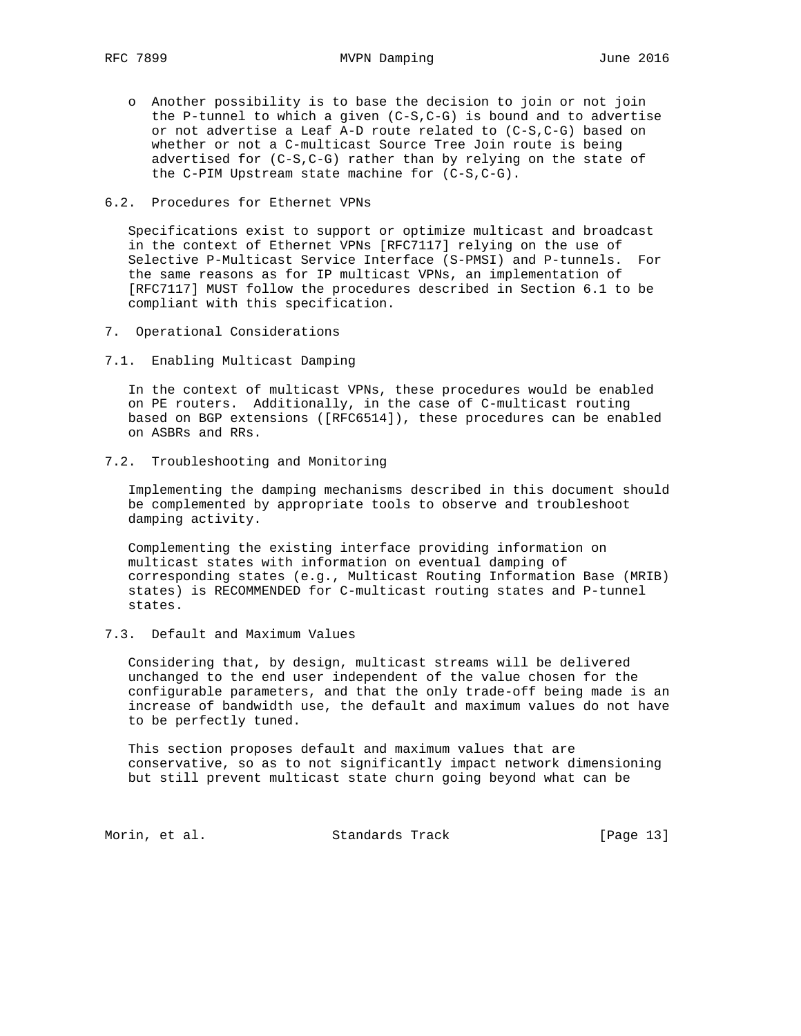- Another possibility is to base the decision to join or not join the P-tunnel to which a given (C-S,C-G) is bound and to advertise or not advertise a Leaf A-D route related to (C-S,C-G) based on whether or not a C-multicast Source Tree Join route is being advertised for (C-S,C-G) rather than by relying on the state of the C-PIM Upstream state machine for (C-S,C-G).

### 6.2. Procedures for Ethernet VPNs

Specifications exist to support or optimize multicast and broadcast in the context of Ethernet VPNs [RFC7117] relying on the use of Selective P-Multicast Service Interface (S-PMSI) and P-tunnels. For the same reasons as for IP multicast VPNs, an implementation of [RFC7117] MUST follow the procedures described in Section 6.1 to be compliant with this specification.

## 7. Operational Considerations

### 7.1. Enabling Multicast Damping

In the context of multicast VPNs, these procedures would be enabled on PE routers. Additionally, in the case of C-multicast routing based on BGP extensions ([RFC6514]), these procedures can be enabled on ASBRs and RRs.

### 7.2. Troubleshooting and Monitoring

Implementing the damping mechanisms described in this document should be complemented by appropriate tools to observe and troubleshoot damping activity.

Complementing the existing interface providing information on multicast states with information on eventual damping of corresponding states (e.g., Multicast Routing Information Base (MRIB) states) is RECOMMENDED for C-multicast routing states and P-tunnel states.

### 7.3. Default and Maximum Values

Considering that, by design, multicast streams will be delivered unchanged to the end user independent of the value chosen for the configurable parameters, and that the only trade-off being made is an increase of bandwidth use, the default and maximum values do not have to be perfectly tuned.

This section proposes default and maximum values that are conservative, so as to not significantly impact network dimensioning but still prevent multicast state churn going beyond what can be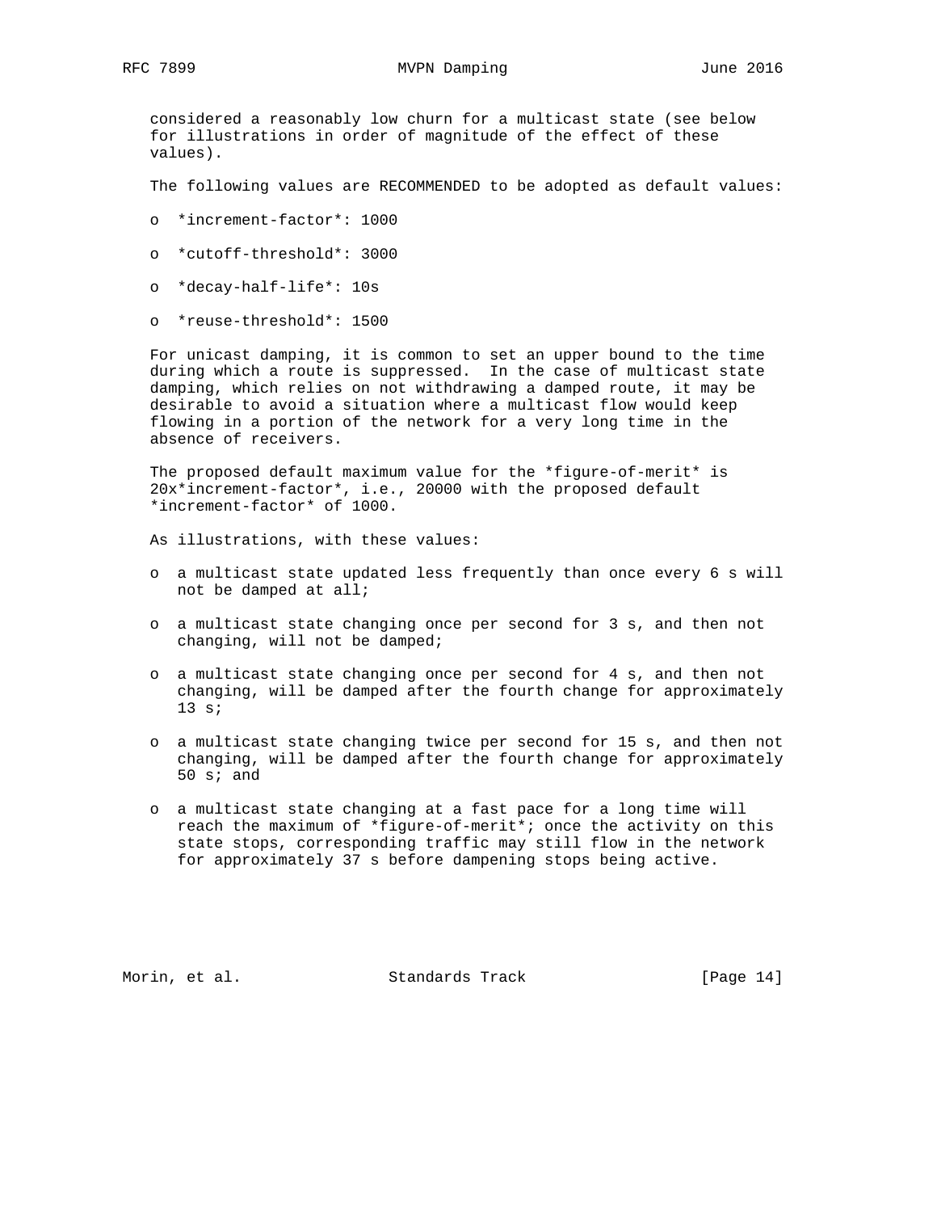considered a reasonably low churn for a multicast state (see below for illustrations in order of magnitude of the effect of these values).

The following values are RECOMMENDED to be adopted as default values:

- *increment-factor*: 1000
- *cutoff-threshold*: 3000
- *decay-half-life*: 10s
- *reuse-threshold*: 1500

For unicast damping, it is common to set an upper bound to the time during which a route is suppressed. In the case of multicast state damping, which relies on not withdrawing a damped route, it may be desirable to avoid a situation where a multicast flow would keep flowing in a portion of the network for a very long time in the absence of receivers.

The proposed default maximum value for the *figure-of-merit* is 20x*increment-factor*, i.e., 20000 with the proposed default *increment-factor* of 1000.

As illustrations, with these values:

- a multicast state updated less frequently than once every 6 s will not be damped at all;
- a multicast state changing once per second for 3 s, and then not changing, will not be damped;
- a multicast state changing once per second for 4 s, and then not changing, will be damped after the fourth change for approximately 13 s;
- a multicast state changing twice per second for 15 s, and then not changing, will be damped after the fourth change for approximately 50 s; and
- a multicast state changing at a fast pace for a long time will reach the maximum of *figure-of-merit*; once the activity on this state stops, corresponding traffic may still flow in the network for approximately 37 s before dampening stops being active.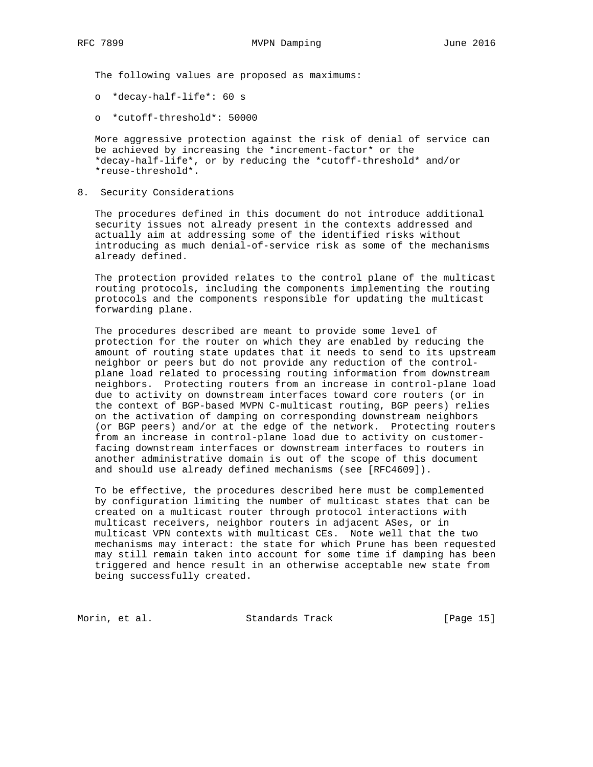The following values are proposed as maximums:

- *decay-half-life*: 60 s
- *cutoff-threshold*: 50000

More aggressive protection against the risk of denial of service can be achieved by increasing the *increment-factor* or the *decay-half-life*, or by reducing the *cutoff-threshold* and/or *reuse-threshold*.

## 8. Security Considerations

The procedures defined in this document do not introduce additional security issues not already present in the contexts addressed and actually aim at addressing some of the identified risks without introducing as much denial-of-service risk as some of the mechanisms already defined.

The protection provided relates to the control plane of the multicast routing protocols, including the components implementing the routing protocols and the components responsible for updating the multicast forwarding plane.

The procedures described are meant to provide some level of protection for the router on which they are enabled by reducing the amount of routing state updates that it needs to send to its upstream neighbor or peers but do not provide any reduction of the control-plane load related to processing routing information from downstream neighbors. Protecting routers from an increase in control-plane load due to activity on downstream interfaces toward core routers (or in the context of BGP-based MVPN C-multicast routing, BGP peers) relies on the activation of damping on corresponding downstream neighbors (or BGP peers) and/or at the edge of the network. Protecting routers from an increase in control-plane load due to activity on customer-facing downstream interfaces or downstream interfaces to routers in another administrative domain is out of the scope of this document and should use already defined mechanisms (see [RFC4609]).

To be effective, the procedures described here must be complemented by configuration limiting the number of multicast states that can be created on a multicast router through protocol interactions with multicast receivers, neighbor routers in adjacent ASes, or in multicast VPN contexts with multicast CEs. Note well that the two mechanisms may interact: the state for which Prune has been requested may still remain taken into account for some time if damping has been triggered and hence result in an otherwise acceptable new state from being successfully created.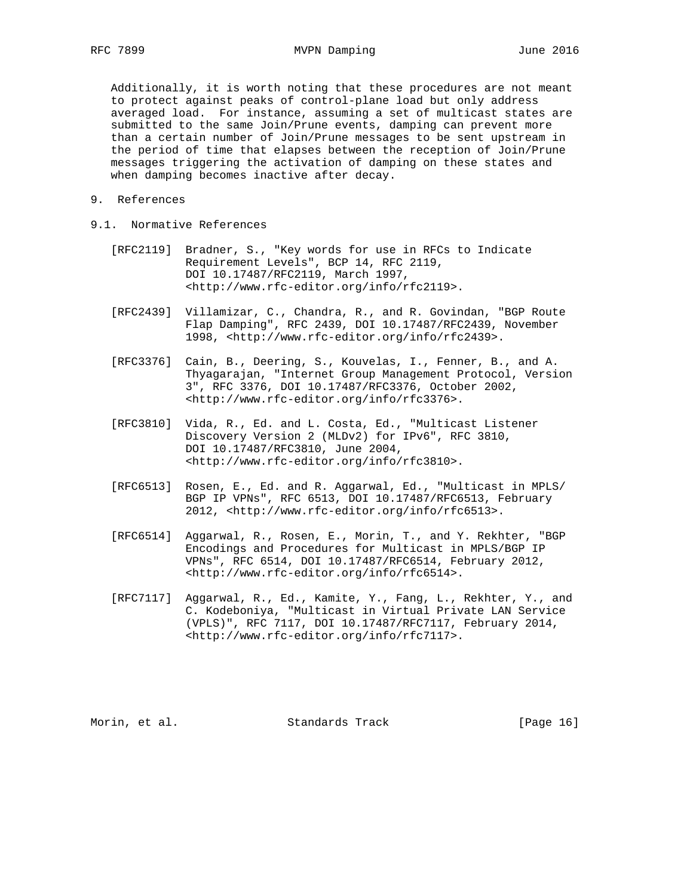Additionally, it is worth noting that these procedures are not meant to protect against peaks of control-plane load but only address averaged load. For instance, assuming a set of multicast states are submitted to the same Join/Prune events, damping can prevent more than a certain number of Join/Prune messages to be sent upstream in the period of time that elapses between the reception of Join/Prune messages triggering the activation of damping on these states and when damping becomes inactive after decay.

# 9. References

## 9.1. Normative References

[RFC2119] Bradner, S., "Key words for use in RFCs to Indicate Requirement Levels", BCP 14, RFC 2119, DOI 10.17487/RFC2119, March 1997, <http://www.rfc-editor.org/info/rfc2119>.

[RFC2439] Villamizar, C., Chandra, R., and R. Govindan, "BGP Route Flap Damping", RFC 2439, DOI 10.17487/RFC2439, November 1998, <http://www.rfc-editor.org/info/rfc2439>.

[RFC3376] Cain, B., Deering, S., Kouvelas, I., Fenner, B., and A. Thyagarajan, "Internet Group Management Protocol, Version 3", RFC 3376, DOI 10.17487/RFC3376, October 2002, <http://www.rfc-editor.org/info/rfc3376>.

[RFC3810] Vida, R., Ed. and L. Costa, Ed., "Multicast Listener Discovery Version 2 (MLDv2) for IPv6", RFC 3810, DOI 10.17487/RFC3810, June 2004, <http://www.rfc-editor.org/info/rfc3810>.

[RFC6513] Rosen, E., Ed. and R. Aggarwal, Ed., "Multicast in MPLS/BGP IP VPNs", RFC 6513, DOI 10.17487/RFC6513, February 2012, <http://www.rfc-editor.org/info/rfc6513>.

[RFC6514] Aggarwal, R., Rosen, E., Morin, T., and Y. Rekhter, "BGP Encodings and Procedures for Multicast in MPLS/BGP IP VPNs", RFC 6514, DOI 10.17487/RFC6514, February 2012, <http://www.rfc-editor.org/info/rfc6514>.

[RFC7117] Aggarwal, R., Ed., Kamite, Y., Fang, L., Rekhter, Y., and C. Kodeboniya, "Multicast in Virtual Private LAN Service (VPLS)", RFC 7117, DOI 10.17487/RFC7117, February 2014, <http://www.rfc-editor.org/info/rfc7117>.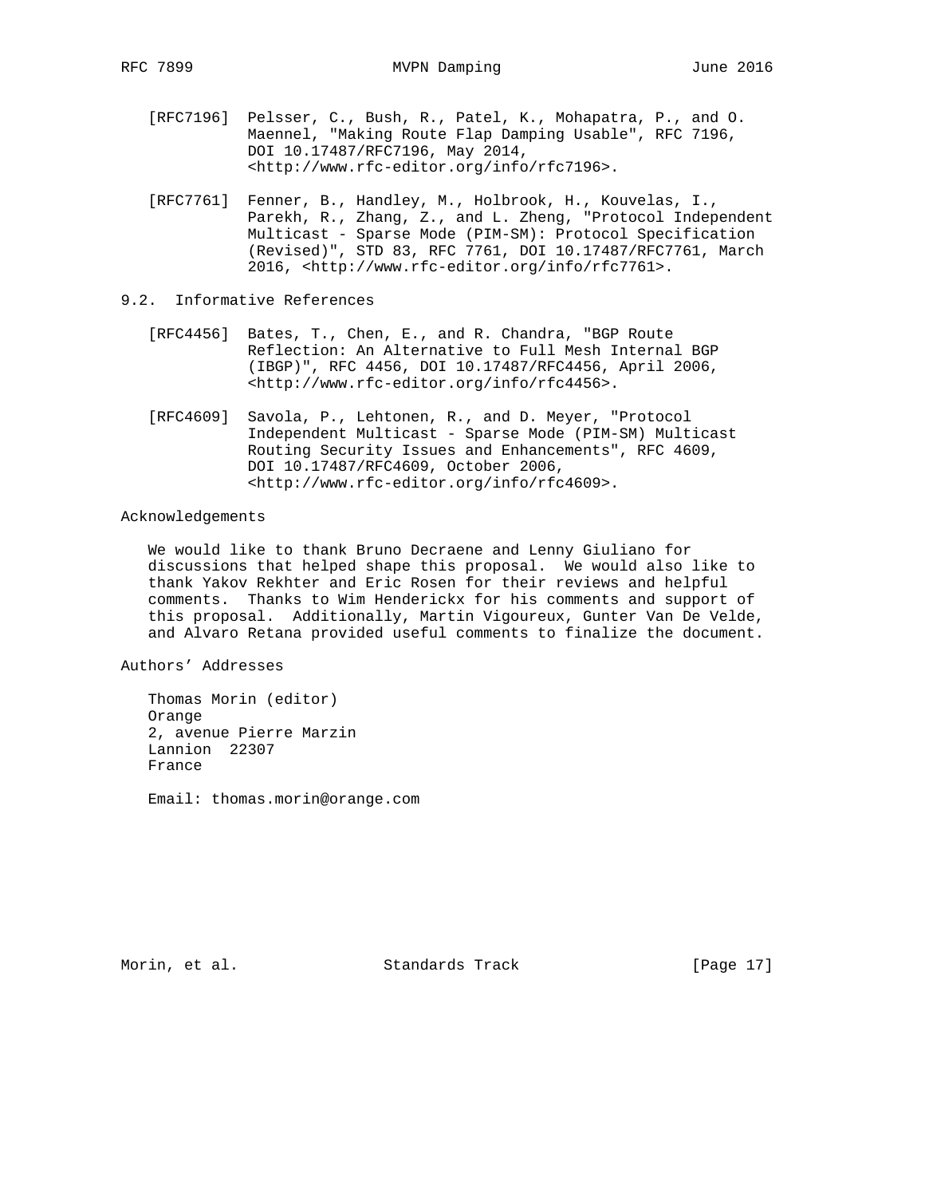[RFC7196] Pelsser, C., Bush, R., Patel, K., Mohapatra, P., and O. Maennel, "Making Route Flap Damping Usable", RFC 7196, DOI 10.17487/RFC7196, May 2014, <http://www.rfc-editor.org/info/rfc7196>.

[RFC7761] Fenner, B., Handley, M., Holbrook, H., Kouvelas, I., Parekh, R., Zhang, Z., and L. Zheng, "Protocol Independent Multicast - Sparse Mode (PIM-SM): Protocol Specification (Revised)", STD 83, RFC 7761, DOI 10.17487/RFC7761, March 2016, <http://www.rfc-editor.org/info/rfc7761>.

### 9.2. Informative References

[RFC4456] Bates, T., Chen, E., and R. Chandra, "BGP Route Reflection: An Alternative to Full Mesh Internal BGP (IBGP)", RFC 4456, DOI 10.17487/RFC4456, April 2006, <http://www.rfc-editor.org/info/rfc4456>.

[RFC4609] Savola, P., Lehtonen, R., and D. Meyer, "Protocol Independent Multicast - Sparse Mode (PIM-SM) Multicast Routing Security Issues and Enhancements", RFC 4609, DOI 10.17487/RFC4609, October 2006, <http://www.rfc-editor.org/info/rfc4609>.

## Acknowledgements

We would like to thank Bruno Decraene and Lenny Giuliano for discussions that helped shape this proposal. We would also like to thank Yakov Rekhter and Eric Rosen for their reviews and helpful comments. Thanks to Wim Henderickx for his comments and support of this proposal. Additionally, Martin Vigoureux, Gunter Van De Velde, and Alvaro Retana provided useful comments to finalize the document.

## Authors' Addresses

Thomas Morin (editor)
Orange
2, avenue Pierre Marzin
Lannion 22307
France

Email: thomas.morin@orange.com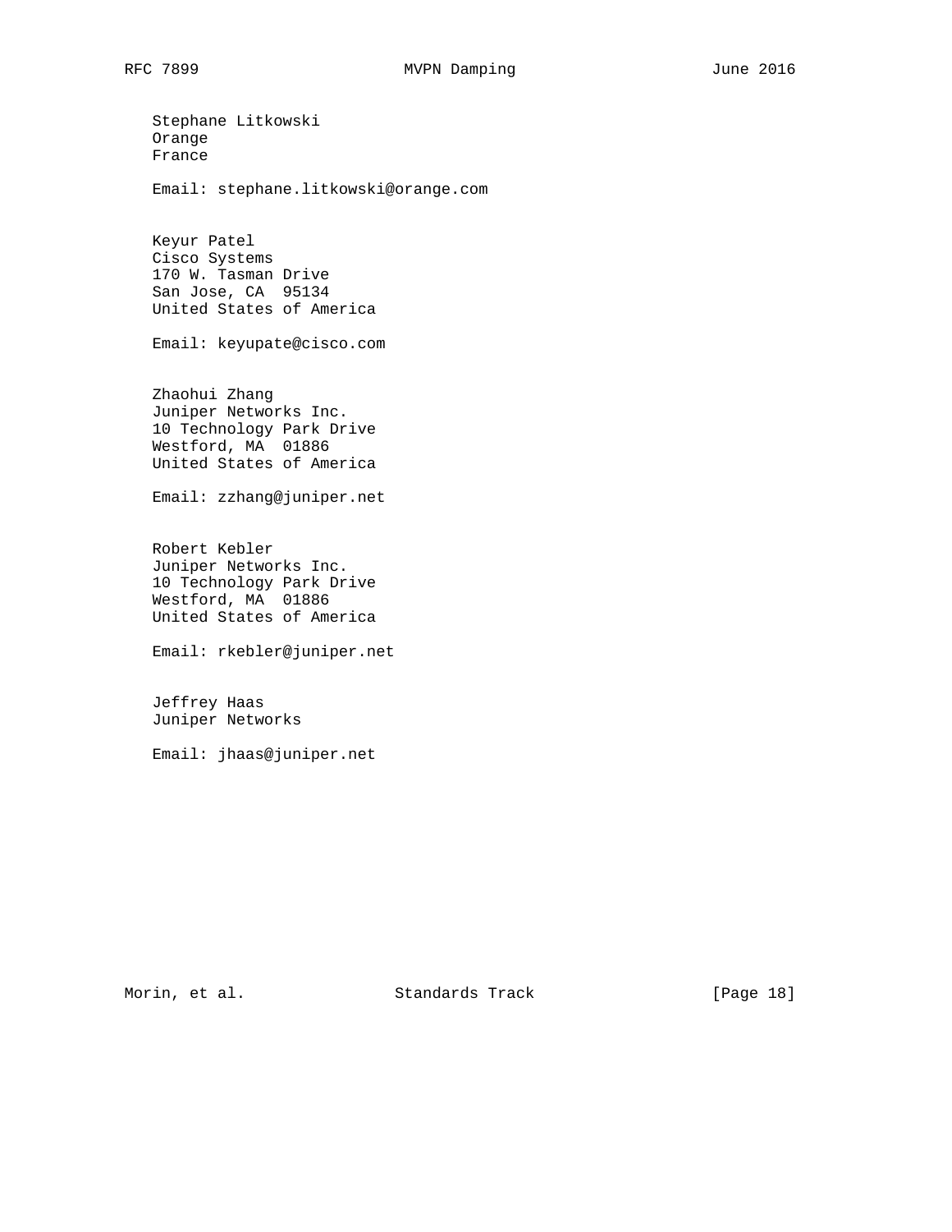Stephane Litkowski
Orange
France

Email: stephane.litkowski@orange.com

Keyur Patel
Cisco Systems
170 W. Tasman Drive
San Jose, CA  95134
United States of America

Email: keyupate@cisco.com

Zhaohui Zhang
Juniper Networks Inc.
10 Technology Park Drive
Westford, MA  01886
United States of America

Email: zzhang@juniper.net

Robert Kebler
Juniper Networks Inc.
10 Technology Park Drive
Westford, MA  01886
United States of America

Email: rkebler@juniper.net

Jeffrey Haas
Juniper Networks

Email: jhaas@juniper.net